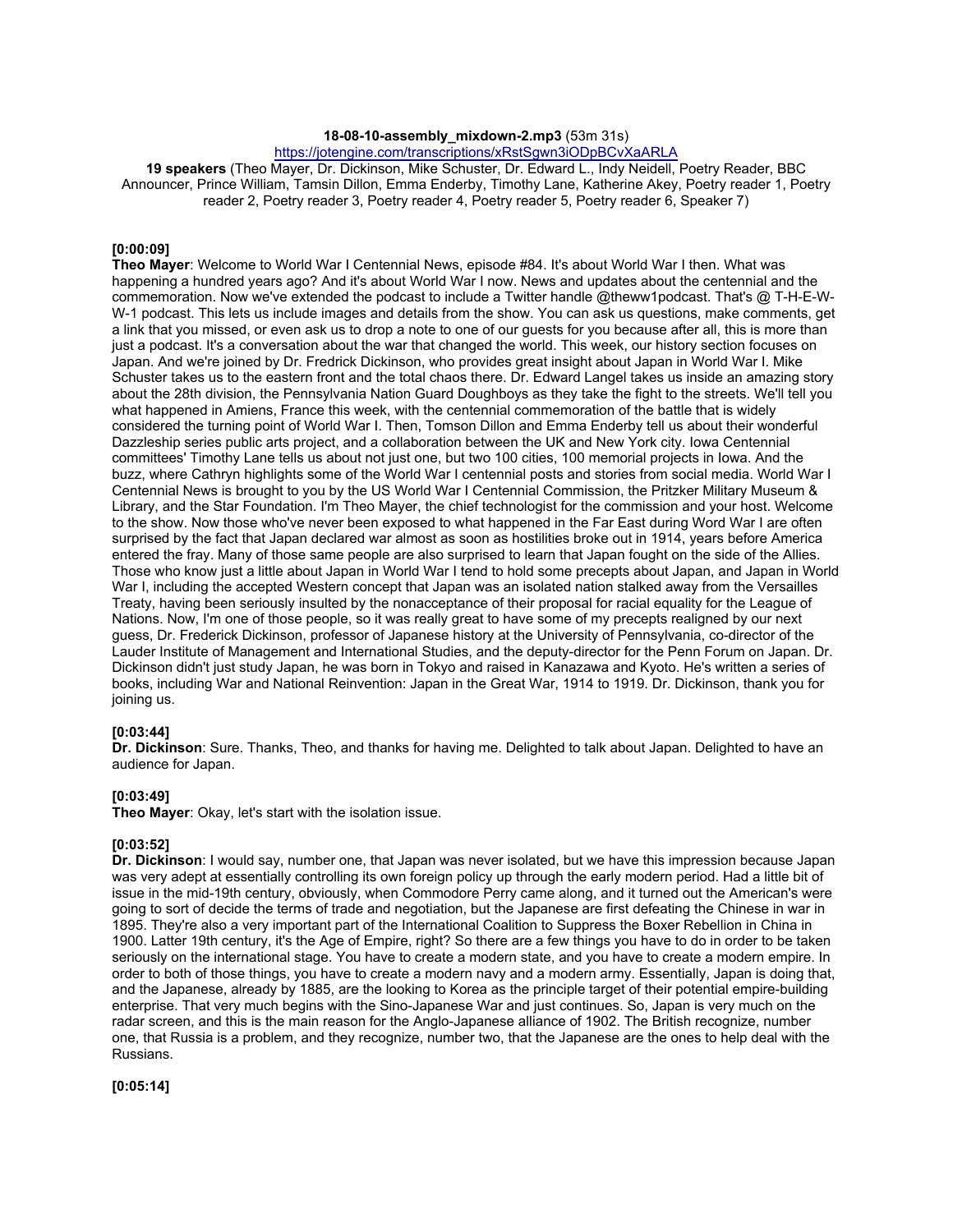**18-08-10-assembly_mixdown-2.mp3** (53m 31s)

https://jotengine.com/transcriptions/xRstSgwn3iODpBCvXaARLA

**19 speakers** (Theo Mayer, Dr. Dickinson, Mike Schuster, Dr. Edward L., Indy Neidell, Poetry Reader, BBC Announcer, Prince William, Tamsin Dillon, Emma Enderby, Timothy Lane, Katherine Akey, Poetry reader 1, Poetry reader 2, Poetry reader 3, Poetry reader 4, Poetry reader 5, Poetry reader 6, Speaker 7)

**[0:00:09]**

**Theo Mayer**: Welcome to World War I Centennial News, episode #84. It's about World War I then. What was happening a hundred years ago? And it's about World War I now. News and updates about the centennial and the commemoration. Now we've extended the podcast to include a Twitter handle @theww1podcast. That's @ T-H-E-W-W-1 podcast. This lets us include images and details from the show. You can ask us questions, make comments, get a link that you missed, or even ask us to drop a note to one of our guests for you because after all, this is more than just a podcast. It's a conversation about the war that changed the world. This week, our history section focuses on Japan. And we're joined by Dr. Fredrick Dickinson, who provides great insight about Japan in World War I. Mike Schuster takes us to the eastern front and the total chaos there. Dr. Edward Langel takes us inside an amazing story about the 28th division, the Pennsylvania Nation Guard Doughboys as they take the fight to the streets. We'll tell you what happened in Amiens, France this week, with the centennial commemoration of the battle that is widely considered the turning point of World War I. Then, Tomson Dillon and Emma Enderby tell us about their wonderful Dazzleship series public arts project, and a collaboration between the UK and New York city. Iowa Centennial committees' Timothy Lane tells us about not just one, but two 100 cities, 100 memorial projects in Iowa. And the buzz, where Cathryn highlights some of the World War I centennial posts and stories from social media. World War I Centennial News is brought to you by the US World War I Centennial Commission, the Pritzker Military Museum & Library, and the Star Foundation. I'm Theo Mayer, the chief technologist for the commission and your host. Welcome to the show. Now those who've never been exposed to what happened in the Far East during Word War I are often surprised by the fact that Japan declared war almost as soon as hostilities broke out in 1914, years before America entered the fray. Many of those same people are also surprised to learn that Japan fought on the side of the Allies. Those who know just a little about Japan in World War I tend to hold some precepts about Japan, and Japan in World War I, including the accepted Western concept that Japan was an isolated nation stalked away from the Versailles Treaty, having been seriously insulted by the nonacceptance of their proposal for racial equality for the League of Nations. Now, I'm one of those people, so it was really great to have some of my precepts realigned by our next guess, Dr. Frederick Dickinson, professor of Japanese history at the University of Pennsylvania, co-director of the Lauder Institute of Management and International Studies, and the deputy-director for the Penn Forum on Japan. Dr. Dickinson didn't just study Japan, he was born in Tokyo and raised in Kanazawa and Kyoto. He's written a series of books, including War and National Reinvention: Japan in the Great War, 1914 to 1919. Dr. Dickinson, thank you for joining us.

**[0:03:44]**

**Dr. Dickinson**: Sure. Thanks, Theo, and thanks for having me. Delighted to talk about Japan. Delighted to have an audience for Japan.

**[0:03:49]**

**Theo Mayer**: Okay, let's start with the isolation issue.

**[0:03:52]**

**Dr. Dickinson**: I would say, number one, that Japan was never isolated, but we have this impression because Japan was very adept at essentially controlling its own foreign policy up through the early modern period. Had a little bit of issue in the mid-19th century, obviously, when Commodore Perry came along, and it turned out the American's were going to sort of decide the terms of trade and negotiation, but the Japanese are first defeating the Chinese in war in 1895. They're also a very important part of the International Coalition to Suppress the Boxer Rebellion in China in 1900. Latter 19th century, it's the Age of Empire, right? So there are a few things you have to do in order to be taken seriously on the international stage. You have to create a modern state, and you have to create a modern empire. In order to both of those things, you have to create a modern navy and a modern army. Essentially, Japan is doing that, and the Japanese, already by 1885, are the looking to Korea as the principle target of their potential empire-building enterprise. That very much begins with the Sino-Japanese War and just continues. So, Japan is very much on the radar screen, and this is the main reason for the Anglo-Japanese alliance of 1902. The British recognize, number one, that Russia is a problem, and they recognize, number two, that the Japanese are the ones to help deal with the Russians.

**[0:05:14]**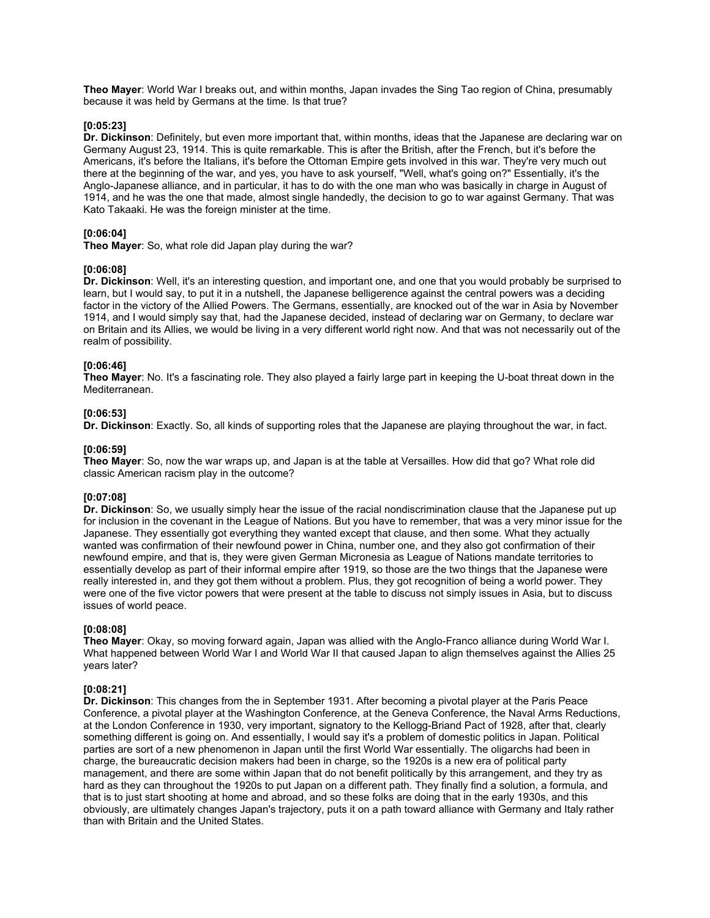**Theo Mayer**: World War I breaks out, and within months, Japan invades the Sing Tao region of China, presumably because it was held by Germans at the time. Is that true?

**[0:05:23]**
**Dr. Dickinson**: Definitely, but even more important that, within months, ideas that the Japanese are declaring war on Germany August 23, 1914. This is quite remarkable. This is after the British, after the French, but it's before the Americans, it's before the Italians, it's before the Ottoman Empire gets involved in this war. They're very much out there at the beginning of the war, and yes, you have to ask yourself, "Well, what's going on?" Essentially, it's the Anglo-Japanese alliance, and in particular, it has to do with the one man who was basically in charge in August of 1914, and he was the one that made, almost single handedly, the decision to go to war against Germany. That was Kato Takaaki. He was the foreign minister at the time.

**[0:06:04]**
**Theo Mayer**: So, what role did Japan play during the war?

**[0:06:08]**
**Dr. Dickinson**: Well, it's an interesting question, and important one, and one that you would probably be surprised to learn, but I would say, to put it in a nutshell, the Japanese belligerence against the central powers was a deciding factor in the victory of the Allied Powers. The Germans, essentially, are knocked out of the war in Asia by November 1914, and I would simply say that, had the Japanese decided, instead of declaring war on Germany, to declare war on Britain and its Allies, we would be living in a very different world right now. And that was not necessarily out of the realm of possibility.

**[0:06:46]**
**Theo Mayer**: No. It's a fascinating role. They also played a fairly large part in keeping the U-boat threat down in the Mediterranean.

**[0:06:53]**
**Dr. Dickinson**: Exactly. So, all kinds of supporting roles that the Japanese are playing throughout the war, in fact.

**[0:06:59]**
**Theo Mayer**: So, now the war wraps up, and Japan is at the table at Versailles. How did that go? What role did classic American racism play in the outcome?

**[0:07:08]**
**Dr. Dickinson**: So, we usually simply hear the issue of the racial nondiscrimination clause that the Japanese put up for inclusion in the covenant in the League of Nations. But you have to remember, that was a very minor issue for the Japanese. They essentially got everything they wanted except that clause, and then some. What they actually wanted was confirmation of their newfound power in China, number one, and they also got confirmation of their newfound empire, and that is, they were given German Micronesia as League of Nations mandate territories to essentially develop as part of their informal empire after 1919, so those are the two things that the Japanese were really interested in, and they got them without a problem. Plus, they got recognition of being a world power. They were one of the five victor powers that were present at the table to discuss not simply issues in Asia, but to discuss issues of world peace.

**[0:08:08]**
**Theo Mayer**: Okay, so moving forward again, Japan was allied with the Anglo-Franco alliance during World War I. What happened between World War I and World War II that caused Japan to align themselves against the Allies 25 years later?

**[0:08:21]**
**Dr. Dickinson**: This changes from the in September 1931. After becoming a pivotal player at the Paris Peace Conference, a pivotal player at the Washington Conference, at the Geneva Conference, the Naval Arms Reductions, at the London Conference in 1930, very important, signatory to the Kellogg-Briand Pact of 1928, after that, clearly something different is going on. And essentially, I would say it's a problem of domestic politics in Japan. Political parties are sort of a new phenomenon in Japan until the first World War essentially. The oligarchs had been in charge, the bureaucratic decision makers had been in charge, so the 1920s is a new era of political party management, and there are some within Japan that do not benefit politically by this arrangement, and they try as hard as they can throughout the 1920s to put Japan on a different path. They finally find a solution, a formula, and that is to just start shooting at home and abroad, and so these folks are doing that in the early 1930s, and this obviously, are ultimately changes Japan's trajectory, puts it on a path toward alliance with Germany and Italy rather than with Britain and the United States.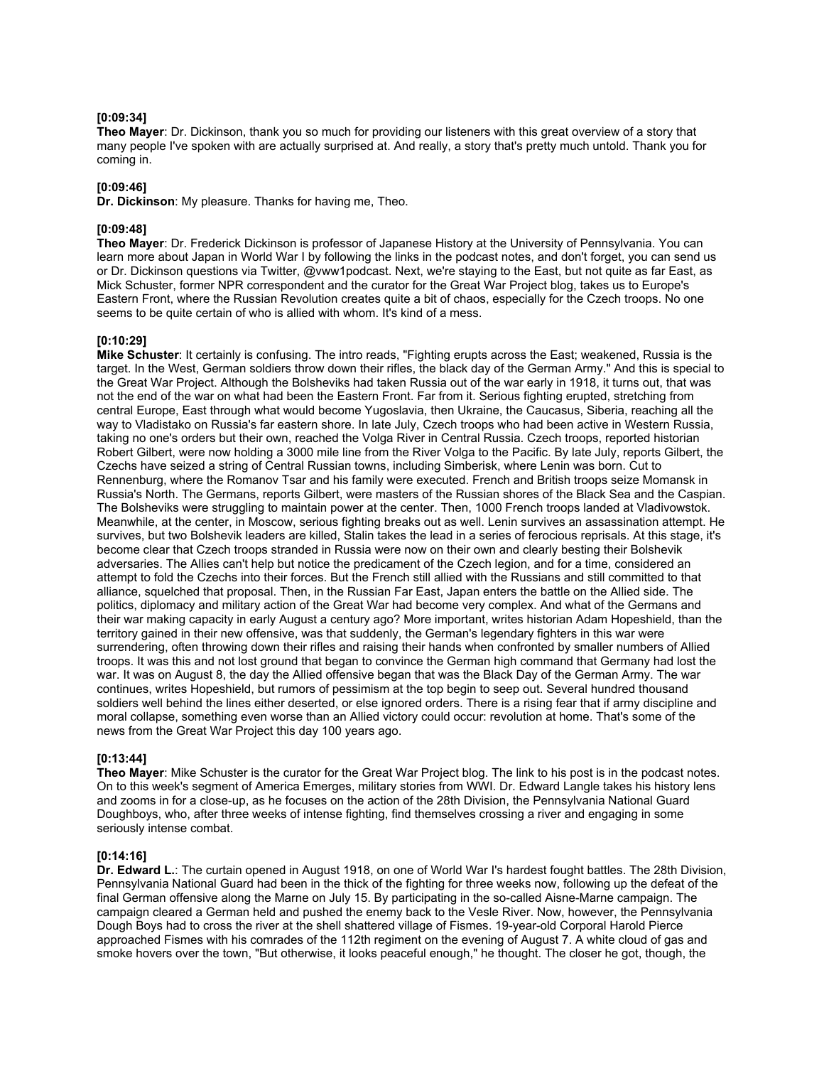**[0:09:34]**
**Theo Mayer**: Dr. Dickinson, thank you so much for providing our listeners with this great overview of a story that many people I've spoken with are actually surprised at. And really, a story that's pretty much untold. Thank you for coming in.

**[0:09:46]**
**Dr. Dickinson**: My pleasure. Thanks for having me, Theo.

**[0:09:48]**
**Theo Mayer**: Dr. Frederick Dickinson is professor of Japanese History at the University of Pennsylvania. You can learn more about Japan in World War I by following the links in the podcast notes, and don't forget, you can send us or Dr. Dickinson questions via Twitter, @vww1podcast. Next, we're staying to the East, but not quite as far East, as Mick Schuster, former NPR correspondent and the curator for the Great War Project blog, takes us to Europe's Eastern Front, where the Russian Revolution creates quite a bit of chaos, especially for the Czech troops. No one seems to be quite certain of who is allied with whom. It's kind of a mess.

**[0:10:29]**
**Mike Schuster**: It certainly is confusing. The intro reads, "Fighting erupts across the East; weakened, Russia is the target. In the West, German soldiers throw down their rifles, the black day of the German Army." And this is special to the Great War Project. Although the Bolsheviks had taken Russia out of the war early in 1918, it turns out, that was not the end of the war on what had been the Eastern Front. Far from it. Serious fighting erupted, stretching from central Europe, East through what would become Yugoslavia, then Ukraine, the Caucasus, Siberia, reaching all the way to Vladistako on Russia's far eastern shore. In late July, Czech troops who had been active in Western Russia, taking no one's orders but their own, reached the Volga River in Central Russia. Czech troops, reported historian Robert Gilbert, were now holding a 3000 mile line from the River Volga to the Pacific. By late July, reports Gilbert, the Czechs have seized a string of Central Russian towns, including Simberisk, where Lenin was born. Cut to Rennenburg, where the Romanov Tsar and his family were executed. French and British troops seize Momansk in Russia's North. The Germans, reports Gilbert, were masters of the Russian shores of the Black Sea and the Caspian. The Bolsheviks were struggling to maintain power at the center. Then, 1000 French troops landed at Vladivowstok. Meanwhile, at the center, in Moscow, serious fighting breaks out as well. Lenin survives an assassination attempt. He survives, but two Bolshevik leaders are killed, Stalin takes the lead in a series of ferocious reprisals. At this stage, it's become clear that Czech troops stranded in Russia were now on their own and clearly besting their Bolshevik adversaries. The Allies can't help but notice the predicament of the Czech legion, and for a time, considered an attempt to fold the Czechs into their forces. But the French still allied with the Russians and still committed to that alliance, squelched that proposal. Then, in the Russian Far East, Japan enters the battle on the Allied side. The politics, diplomacy and military action of the Great War had become very complex. And what of the Germans and their war making capacity in early August a century ago? More important, writes historian Adam Hopeshield, than the territory gained in their new offensive, was that suddenly, the German's legendary fighters in this war were surrendering, often throwing down their rifles and raising their hands when confronted by smaller numbers of Allied troops. It was this and not lost ground that began to convince the German high command that Germany had lost the war. It was on August 8, the day the Allied offensive began that was the Black Day of the German Army. The war continues, writes Hopeshield, but rumors of pessimism at the top begin to seep out. Several hundred thousand soldiers well behind the lines either deserted, or else ignored orders. There is a rising fear that if army discipline and moral collapse, something even worse than an Allied victory could occur: revolution at home. That's some of the news from the Great War Project this day 100 years ago.

**[0:13:44]**
**Theo Mayer**: Mike Schuster is the curator for the Great War Project blog. The link to his post is in the podcast notes. On to this week's segment of America Emerges, military stories from WWI. Dr. Edward Langle takes his history lens and zooms in for a close-up, as he focuses on the action of the 28th Division, the Pennsylvania National Guard Doughboys, who, after three weeks of intense fighting, find themselves crossing a river and engaging in some seriously intense combat.

**[0:14:16]**
**Dr. Edward L.**: The curtain opened in August 1918, on one of World War I's hardest fought battles. The 28th Division, Pennsylvania National Guard had been in the thick of the fighting for three weeks now, following up the defeat of the final German offensive along the Marne on July 15. By participating in the so-called Aisne-Marne campaign. The campaign cleared a German held and pushed the enemy back to the Vesle River. Now, however, the Pennsylvania Dough Boys had to cross the river at the shell shattered village of Fismes. 19-year-old Corporal Harold Pierce approached Fismes with his comrades of the 112th regiment on the evening of August 7. A white cloud of gas and smoke hovers over the town, "But otherwise, it looks peaceful enough," he thought. The closer he got, though, the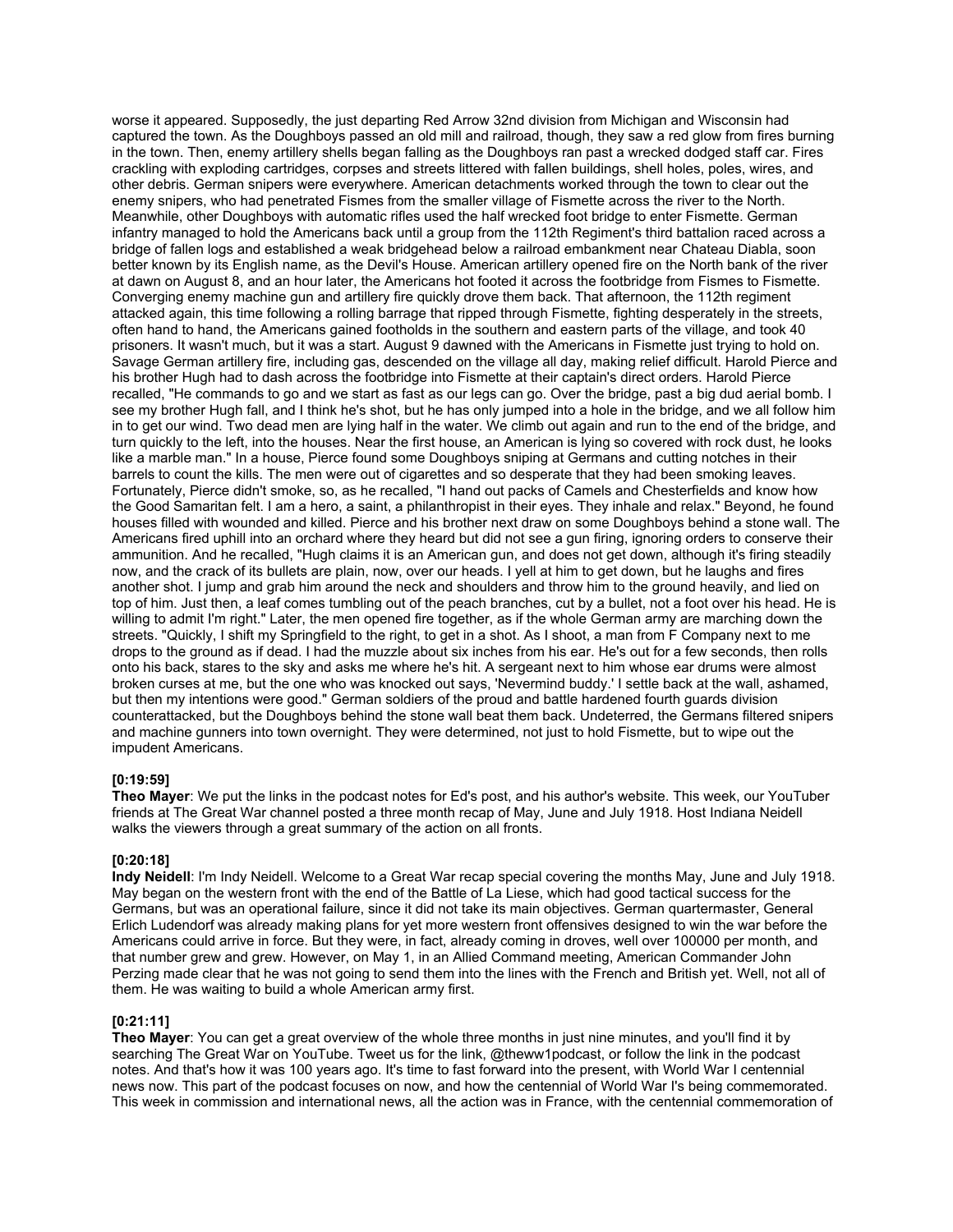worse it appeared. Supposedly, the just departing Red Arrow 32nd division from Michigan and Wisconsin had captured the town. As the Doughboys passed an old mill and railroad, though, they saw a red glow from fires burning in the town. Then, enemy artillery shells began falling as the Doughboys ran past a wrecked dodged staff car. Fires crackling with exploding cartridges, corpses and streets littered with fallen buildings, shell holes, poles, wires, and other debris. German snipers were everywhere. American detachments worked through the town to clear out the enemy snipers, who had penetrated Fismes from the smaller village of Fismette across the river to the North. Meanwhile, other Doughboys with automatic rifles used the half wrecked foot bridge to enter Fismette. German infantry managed to hold the Americans back until a group from the 112th Regiment's third battalion raced across a bridge of fallen logs and established a weak bridgehead below a railroad embankment near Chateau Diabla, soon better known by its English name, as the Devil's House. American artillery opened fire on the North bank of the river at dawn on August 8, and an hour later, the Americans hot footed it across the footbridge from Fismes to Fismette. Converging enemy machine gun and artillery fire quickly drove them back. That afternoon, the 112th regiment attacked again, this time following a rolling barrage that ripped through Fismette, fighting desperately in the streets, often hand to hand, the Americans gained footholds in the southern and eastern parts of the village, and took 40 prisoners. It wasn't much, but it was a start. August 9 dawned with the Americans in Fismette just trying to hold on. Savage German artillery fire, including gas, descended on the village all day, making relief difficult. Harold Pierce and his brother Hugh had to dash across the footbridge into Fismette at their captain's direct orders. Harold Pierce recalled, "He commands to go and we start as fast as our legs can go. Over the bridge, past a big dud aerial bomb. I see my brother Hugh fall, and I think he's shot, but he has only jumped into a hole in the bridge, and we all follow him in to get our wind. Two dead men are lying half in the water. We climb out again and run to the end of the bridge, and turn quickly to the left, into the houses. Near the first house, an American is lying so covered with rock dust, he looks like a marble man." In a house, Pierce found some Doughboys sniping at Germans and cutting notches in their barrels to count the kills. The men were out of cigarettes and so desperate that they had been smoking leaves. Fortunately, Pierce didn't smoke, so, as he recalled, "I hand out packs of Camels and Chesterfields and know how the Good Samaritan felt. I am a hero, a saint, a philanthropist in their eyes. They inhale and relax." Beyond, he found houses filled with wounded and killed. Pierce and his brother next draw on some Doughboys behind a stone wall. The Americans fired uphill into an orchard where they heard but did not see a gun firing, ignoring orders to conserve their ammunition. And he recalled, "Hugh claims it is an American gun, and does not get down, although it's firing steadily now, and the crack of its bullets are plain, now, over our heads. I yell at him to get down, but he laughs and fires another shot. I jump and grab him around the neck and shoulders and throw him to the ground heavily, and lied on top of him. Just then, a leaf comes tumbling out of the peach branches, cut by a bullet, not a foot over his head. He is willing to admit I'm right." Later, the men opened fire together, as if the whole German army are marching down the streets. "Quickly, I shift my Springfield to the right, to get in a shot. As I shoot, a man from F Company next to me drops to the ground as if dead. I had the muzzle about six inches from his ear. He's out for a few seconds, then rolls onto his back, stares to the sky and asks me where he's hit. A sergeant next to him whose ear drums were almost broken curses at me, but the one who was knocked out says, 'Nevermind buddy.' I settle back at the wall, ashamed, but then my intentions were good." German soldiers of the proud and battle hardened fourth guards division counterattacked, but the Doughboys behind the stone wall beat them back. Undeterred, the Germans filtered snipers and machine gunners into town overnight. They were determined, not just to hold Fismette, but to wipe out the impudent Americans.

**[0:19:59]**
**Theo Mayer**: We put the links in the podcast notes for Ed's post, and his author's website. This week, our YouTuber friends at The Great War channel posted a three month recap of May, June and July 1918. Host Indiana Neidell walks the viewers through a great summary of the action on all fronts.

**[0:20:18]**
**Indy Neidell**: I'm Indy Neidell. Welcome to a Great War recap special covering the months May, June and July 1918. May began on the western front with the end of the Battle of La Liese, which had good tactical success for the Germans, but was an operational failure, since it did not take its main objectives. German quartermaster, General Erlich Ludendorf was already making plans for yet more western front offensives designed to win the war before the Americans could arrive in force. But they were, in fact, already coming in droves, well over 100000 per month, and that number grew and grew. However, on May 1, in an Allied Command meeting, American Commander John Perzing made clear that he was not going to send them into the lines with the French and British yet. Well, not all of them. He was waiting to build a whole American army first.

**[0:21:11]**
**Theo Mayer**: You can get a great overview of the whole three months in just nine minutes, and you'll find it by searching The Great War on YouTube. Tweet us for the link, @theww1podcast, or follow the link in the podcast notes. And that's how it was 100 years ago. It's time to fast forward into the present, with World War I centennial news now. This part of the podcast focuses on now, and how the centennial of World War I's being commemorated. This week in commission and international news, all the action was in France, with the centennial commemoration of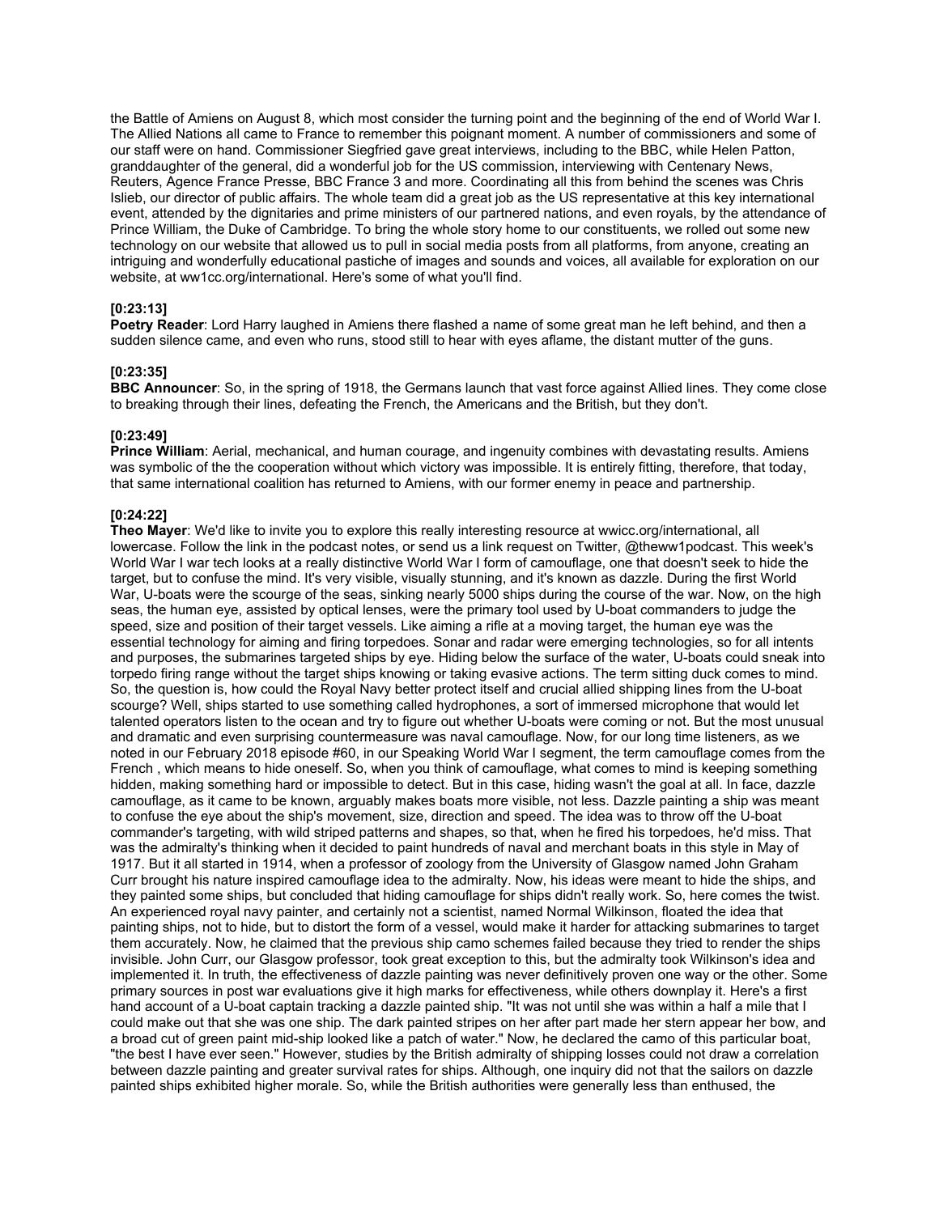the Battle of Amiens on August 8, which most consider the turning point and the beginning of the end of World War I. The Allied Nations all came to France to remember this poignant moment. A number of commissioners and some of our staff were on hand. Commissioner Siegfried gave great interviews, including to the BBC, while Helen Patton, granddaughter of the general, did a wonderful job for the US commission, interviewing with Centenary News, Reuters, Agence France Presse, BBC France 3 and more. Coordinating all this from behind the scenes was Chris Islieb, our director of public affairs. The whole team did a great job as the US representative at this key international event, attended by the dignitaries and prime ministers of our partnered nations, and even royals, by the attendance of Prince William, the Duke of Cambridge. To bring the whole story home to our constituents, we rolled out some new technology on our website that allowed us to pull in social media posts from all platforms, from anyone, creating an intriguing and wonderfully educational pastiche of images and sounds and voices, all available for exploration on our website, at ww1cc.org/international. Here's some of what you'll find.

**[0:23:13]**
**Poetry Reader**: Lord Harry laughed in Amiens there flashed a name of some great man he left behind, and then a sudden silence came, and even who runs, stood still to hear with eyes aflame, the distant mutter of the guns.

**[0:23:35]**
**BBC Announcer**: So, in the spring of 1918, the Germans launch that vast force against Allied lines. They come close to breaking through their lines, defeating the French, the Americans and the British, but they don't.

**[0:23:49]**
**Prince William**: Aerial, mechanical, and human courage, and ingenuity combines with devastating results. Amiens was symbolic of the the cooperation without which victory was impossible. It is entirely fitting, therefore, that today, that same international coalition has returned to Amiens, with our former enemy in peace and partnership.

**[0:24:22]**
**Theo Mayer**: We'd like to invite you to explore this really interesting resource at wwicc.org/international, all lowercase. Follow the link in the podcast notes, or send us a link request on Twitter, @theww1podcast. This week's World War I war tech looks at a really distinctive World War I form of camouflage, one that doesn't seek to hide the target, but to confuse the mind. It's very visible, visually stunning, and it's known as dazzle. During the first World War, U-boats were the scourge of the seas, sinking nearly 5000 ships during the course of the war. Now, on the high seas, the human eye, assisted by optical lenses, were the primary tool used by U-boat commanders to judge the speed, size and position of their target vessels. Like aiming a rifle at a moving target, the human eye was the essential technology for aiming and firing torpedoes. Sonar and radar were emerging technologies, so for all intents and purposes, the submarines targeted ships by eye. Hiding below the surface of the water, U-boats could sneak into torpedo firing range without the target ships knowing or taking evasive actions. The term sitting duck comes to mind. So, the question is, how could the Royal Navy better protect itself and crucial allied shipping lines from the U-boat scourge? Well, ships started to use something called hydrophones, a sort of immersed microphone that would let talented operators listen to the ocean and try to figure out whether U-boats were coming or not. But the most unusual and dramatic and even surprising countermeasure was naval camouflage. Now, for our long time listeners, as we noted in our February 2018 episode #60, in our Speaking World War I segment, the term camouflage comes from the French , which means to hide oneself. So, when you think of camouflage, what comes to mind is keeping something hidden, making something hard or impossible to detect. But in this case, hiding wasn't the goal at all. In face, dazzle camouflage, as it came to be known, arguably makes boats more visible, not less. Dazzle painting a ship was meant to confuse the eye about the ship's movement, size, direction and speed. The idea was to throw off the U-boat commander's targeting, with wild striped patterns and shapes, so that, when he fired his torpedoes, he'd miss. That was the admiralty's thinking when it decided to paint hundreds of naval and merchant boats in this style in May of 1917. But it all started in 1914, when a professor of zoology from the University of Glasgow named John Graham Curr brought his nature inspired camouflage idea to the admiralty. Now, his ideas were meant to hide the ships, and they painted some ships, but concluded that hiding camouflage for ships didn't really work. So, here comes the twist. An experienced royal navy painter, and certainly not a scientist, named Normal Wilkinson, floated the idea that painting ships, not to hide, but to distort the form of a vessel, would make it harder for attacking submarines to target them accurately. Now, he claimed that the previous ship camo schemes failed because they tried to render the ships invisible. John Curr, our Glasgow professor, took great exception to this, but the admiralty took Wilkinson's idea and implemented it. In truth, the effectiveness of dazzle painting was never definitively proven one way or the other. Some primary sources in post war evaluations give it high marks for effectiveness, while others downplay it. Here's a first hand account of a U-boat captain tracking a dazzle painted ship. "It was not until she was within a half a mile that I could make out that she was one ship. The dark painted stripes on her after part made her stern appear her bow, and a broad cut of green paint mid-ship looked like a patch of water." Now, he declared the camo of this particular boat, "the best I have ever seen." However, studies by the British admiralty of shipping losses could not draw a correlation between dazzle painting and greater survival rates for ships. Although, one inquiry did not that the sailors on dazzle painted ships exhibited higher morale. So, while the British authorities were generally less than enthused, the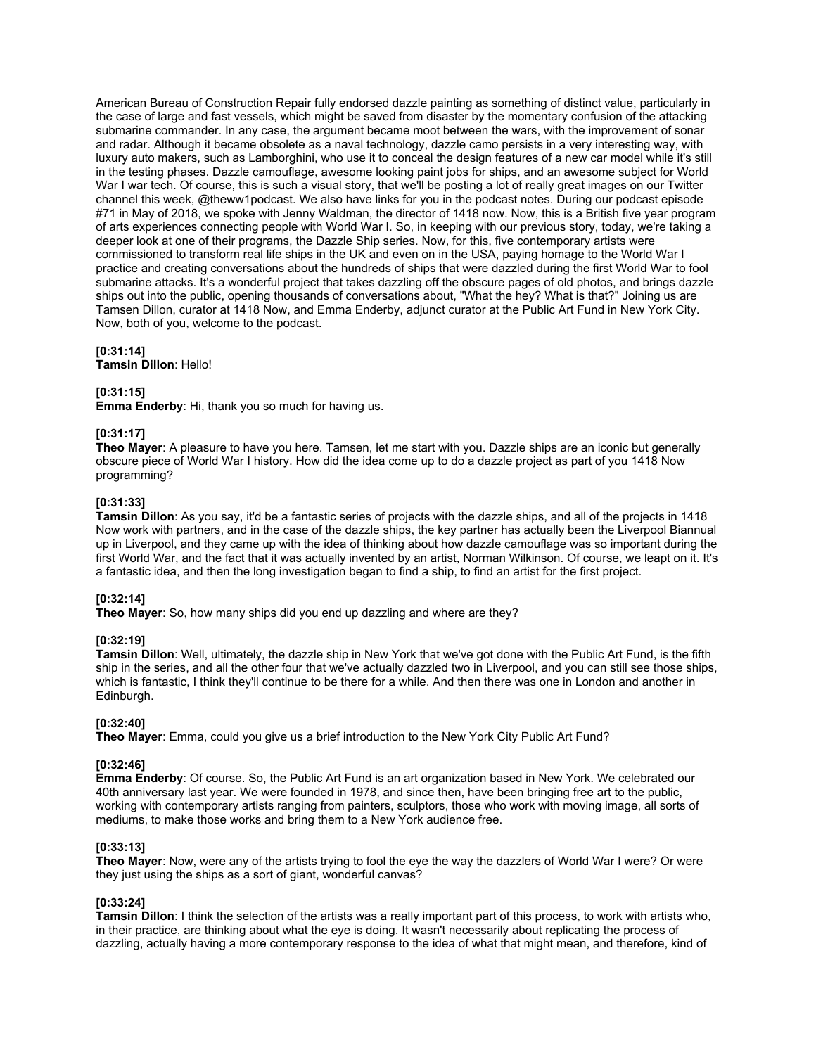American Bureau of Construction Repair fully endorsed dazzle painting as something of distinct value, particularly in the case of large and fast vessels, which might be saved from disaster by the momentary confusion of the attacking submarine commander. In any case, the argument became moot between the wars, with the improvement of sonar and radar. Although it became obsolete as a naval technology, dazzle camo persists in a very interesting way, with luxury auto makers, such as Lamborghini, who use it to conceal the design features of a new car model while it's still in the testing phases. Dazzle camouflage, awesome looking paint jobs for ships, and an awesome subject for World War I war tech. Of course, this is such a visual story, that we'll be posting a lot of really great images on our Twitter channel this week, @theww1podcast. We also have links for you in the podcast notes. During our podcast episode #71 in May of 2018, we spoke with Jenny Waldman, the director of 1418 now. Now, this is a British five year program of arts experiences connecting people with World War I. So, in keeping with our previous story, today, we're taking a deeper look at one of their programs, the Dazzle Ship series. Now, for this, five contemporary artists were commissioned to transform real life ships in the UK and even on in the USA, paying homage to the World War I practice and creating conversations about the hundreds of ships that were dazzled during the first World War to fool submarine attacks. It's a wonderful project that takes dazzling off the obscure pages of old photos, and brings dazzle ships out into the public, opening thousands of conversations about, "What the hey? What is that?" Joining us are Tamsen Dillon, curator at 1418 Now, and Emma Enderby, adjunct curator at the Public Art Fund in New York City. Now, both of you, welcome to the podcast.

**[0:31:14]**
**Tamsin Dillon**: Hello!

**[0:31:15]**
**Emma Enderby**: Hi, thank you so much for having us.

**[0:31:17]**
**Theo Mayer**: A pleasure to have you here. Tamsen, let me start with you. Dazzle ships are an iconic but generally obscure piece of World War I history. How did the idea come up to do a dazzle project as part of you 1418 Now programming?

**[0:31:33]**
**Tamsin Dillon**: As you say, it'd be a fantastic series of projects with the dazzle ships, and all of the projects in 1418 Now work with partners, and in the case of the dazzle ships, the key partner has actually been the Liverpool Biannual up in Liverpool, and they came up with the idea of thinking about how dazzle camouflage was so important during the first World War, and the fact that it was actually invented by an artist, Norman Wilkinson. Of course, we leapt on it. It's a fantastic idea, and then the long investigation began to find a ship, to find an artist for the first project.

**[0:32:14]**
**Theo Mayer**: So, how many ships did you end up dazzling and where are they?

**[0:32:19]**
**Tamsin Dillon**: Well, ultimately, the dazzle ship in New York that we've got done with the Public Art Fund, is the fifth ship in the series, and all the other four that we've actually dazzled two in Liverpool, and you can still see those ships, which is fantastic, I think they'll continue to be there for a while. And then there was one in London and another in Edinburgh.

**[0:32:40]**
**Theo Mayer**: Emma, could you give us a brief introduction to the New York City Public Art Fund?

**[0:32:46]**
**Emma Enderby**: Of course. So, the Public Art Fund is an art organization based in New York. We celebrated our 40th anniversary last year. We were founded in 1978, and since then, have been bringing free art to the public, working with contemporary artists ranging from painters, sculptors, those who work with moving image, all sorts of mediums, to make those works and bring them to a New York audience free.

**[0:33:13]**
**Theo Mayer**: Now, were any of the artists trying to fool the eye the way the dazzlers of World War I were? Or were they just using the ships as a sort of giant, wonderful canvas?

**[0:33:24]**
**Tamsin Dillon**: I think the selection of the artists was a really important part of this process, to work with artists who, in their practice, are thinking about what the eye is doing. It wasn't necessarily about replicating the process of dazzling, actually having a more contemporary response to the idea of what that might mean, and therefore, kind of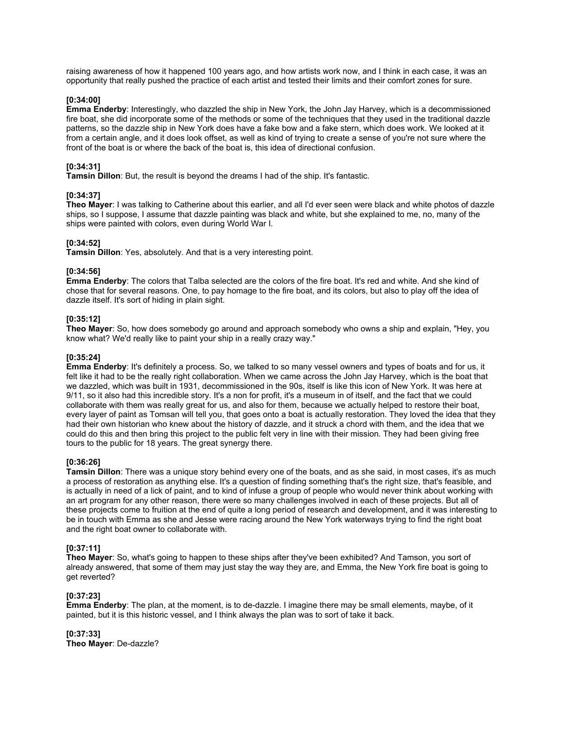raising awareness of how it happened 100 years ago, and how artists work now, and I think in each case, it was an opportunity that really pushed the practice of each artist and tested their limits and their comfort zones for sure.

**[0:34:00]**
**Emma Enderby**: Interestingly, who dazzled the ship in New York, the John Jay Harvey, which is a decommissioned fire boat, she did incorporate some of the methods or some of the techniques that they used in the traditional dazzle patterns, so the dazzle ship in New York does have a fake bow and a fake stern, which does work. We looked at it from a certain angle, and it does look offset, as well as kind of trying to create a sense of you're not sure where the front of the boat is or where the back of the boat is, this idea of directional confusion.

**[0:34:31]**
**Tamsin Dillon**: But, the result is beyond the dreams I had of the ship. It's fantastic.

**[0:34:37]**
**Theo Mayer**: I was talking to Catherine about this earlier, and all I'd ever seen were black and white photos of dazzle ships, so I suppose, I assume that dazzle painting was black and white, but she explained to me, no, many of the ships were painted with colors, even during World War I.

**[0:34:52]**
**Tamsin Dillon**: Yes, absolutely. And that is a very interesting point.

**[0:34:56]**
**Emma Enderby**: The colors that Talba selected are the colors of the fire boat. It's red and white. And she kind of chose that for several reasons. One, to pay homage to the fire boat, and its colors, but also to play off the idea of dazzle itself. It's sort of hiding in plain sight.

**[0:35:12]**
**Theo Mayer**: So, how does somebody go around and approach somebody who owns a ship and explain, "Hey, you know what? We'd really like to paint your ship in a really crazy way."

**[0:35:24]**
**Emma Enderby**: It's definitely a process. So, we talked to so many vessel owners and types of boats and for us, it felt like it had to be the really right collaboration. When we came across the John Jay Harvey, which is the boat that we dazzled, which was built in 1931, decommissioned in the 90s, itself is like this icon of New York. It was here at 9/11, so it also had this incredible story. It's a non for profit, it's a museum in of itself, and the fact that we could collaborate with them was really great for us, and also for them, because we actually helped to restore their boat, every layer of paint as Tomsan will tell you, that goes onto a boat is actually restoration. They loved the idea that they had their own historian who knew about the history of dazzle, and it struck a chord with them, and the idea that we could do this and then bring this project to the public felt very in line with their mission. They had been giving free tours to the public for 18 years. The great synergy there.

**[0:36:26]**
**Tamsin Dillon**: There was a unique story behind every one of the boats, and as she said, in most cases, it's as much a process of restoration as anything else. It's a question of finding something that's the right size, that's feasible, and is actually in need of a lick of paint, and to kind of infuse a group of people who would never think about working with an art program for any other reason, there were so many challenges involved in each of these projects. But all of these projects come to fruition at the end of quite a long period of research and development, and it was interesting to be in touch with Emma as she and Jesse were racing around the New York waterways trying to find the right boat and the right boat owner to collaborate with.

**[0:37:11]**
**Theo Mayer**: So, what's going to happen to these ships after they've been exhibited? And Tamson, you sort of already answered, that some of them may just stay the way they are, and Emma, the New York fire boat is going to get reverted?

**[0:37:23]**
**Emma Enderby**: The plan, at the moment, is to de-dazzle. I imagine there may be small elements, maybe, of it painted, but it is this historic vessel, and I think always the plan was to sort of take it back.

**[0:37:33]**
**Theo Mayer**: De-dazzle?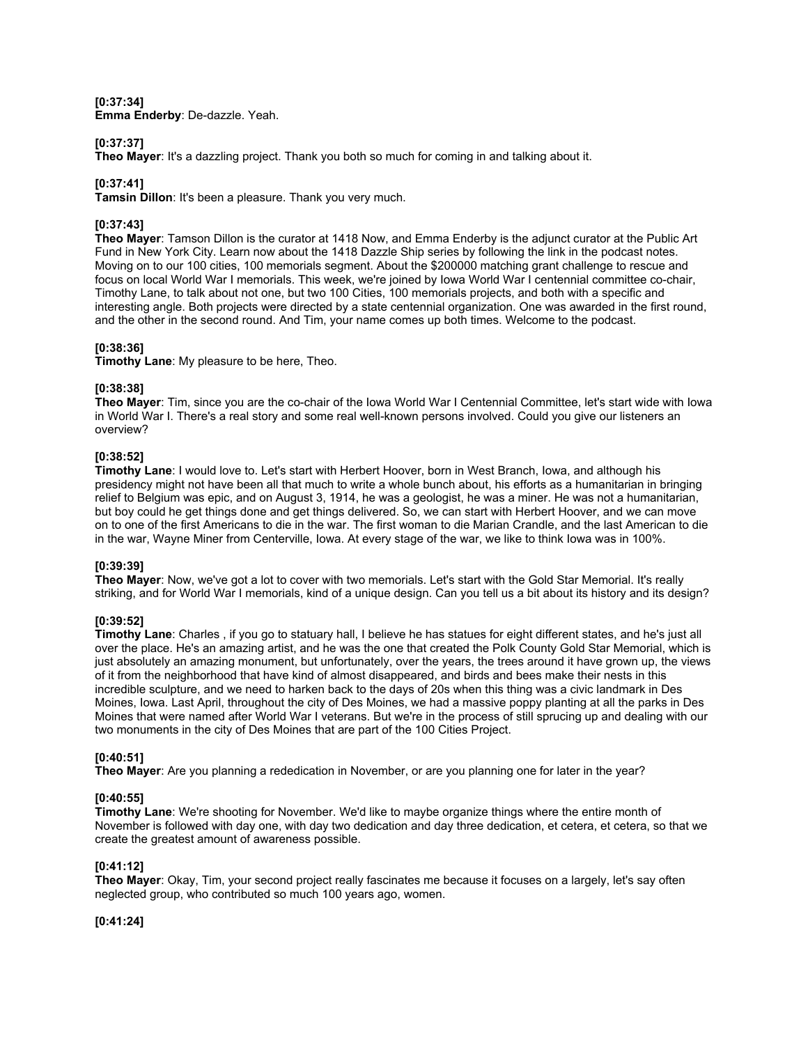**[0:37:34]**
**Emma Enderby**: De-dazzle. Yeah.

**[0:37:37]**
**Theo Mayer**: It's a dazzling project. Thank you both so much for coming in and talking about it.

**[0:37:41]**
**Tamsin Dillon**: It's been a pleasure. Thank you very much.

**[0:37:43]**
**Theo Mayer**: Tamson Dillon is the curator at 1418 Now, and Emma Enderby is the adjunct curator at the Public Art Fund in New York City. Learn now about the 1418 Dazzle Ship series by following the link in the podcast notes. Moving on to our 100 cities, 100 memorials segment. About the $200000 matching grant challenge to rescue and focus on local World War I memorials. This week, we're joined by Iowa World War I centennial committee co-chair, Timothy Lane, to talk about not one, but two 100 Cities, 100 memorials projects, and both with a specific and interesting angle. Both projects were directed by a state centennial organization. One was awarded in the first round, and the other in the second round. And Tim, your name comes up both times. Welcome to the podcast.

**[0:38:36]**
**Timothy Lane**: My pleasure to be here, Theo.

**[0:38:38]**
**Theo Mayer**: Tim, since you are the co-chair of the Iowa World War I Centennial Committee, let's start wide with Iowa in World War I. There's a real story and some real well-known persons involved. Could you give our listeners an overview?

**[0:38:52]**
**Timothy Lane**: I would love to. Let's start with Herbert Hoover, born in West Branch, Iowa, and although his presidency might not have been all that much to write a whole bunch about, his efforts as a humanitarian in bringing relief to Belgium was epic, and on August 3, 1914, he was a geologist, he was a miner. He was not a humanitarian, but boy could he get things done and get things delivered. So, we can start with Herbert Hoover, and we can move on to one of the first Americans to die in the war. The first woman to die Marian Crandle, and the last American to die in the war, Wayne Miner from Centerville, Iowa. At every stage of the war, we like to think Iowa was in 100%.

**[0:39:39]**
**Theo Mayer**: Now, we've got a lot to cover with two memorials. Let's start with the Gold Star Memorial. It's really striking, and for World War I memorials, kind of a unique design. Can you tell us a bit about its history and its design?

**[0:39:52]**
**Timothy Lane**: Charles , if you go to statuary hall, I believe he has statues for eight different states, and he's just all over the place. He's an amazing artist, and he was the one that created the Polk County Gold Star Memorial, which is just absolutely an amazing monument, but unfortunately, over the years, the trees around it have grown up, the views of it from the neighborhood that have kind of almost disappeared, and birds and bees make their nests in this incredible sculpture, and we need to harken back to the days of 20s when this thing was a civic landmark in Des Moines, Iowa. Last April, throughout the city of Des Moines, we had a massive poppy planting at all the parks in Des Moines that were named after World War I veterans. But we're in the process of still sprucing up and dealing with our two monuments in the city of Des Moines that are part of the 100 Cities Project.

**[0:40:51]**
**Theo Mayer**: Are you planning a rededication in November, or are you planning one for later in the year?

**[0:40:55]**
**Timothy Lane**: We're shooting for November. We'd like to maybe organize things where the entire month of November is followed with day one, with day two dedication and day three dedication, et cetera, et cetera, so that we create the greatest amount of awareness possible.

**[0:41:12]**
**Theo Mayer**: Okay, Tim, your second project really fascinates me because it focuses on a largely, let's say often neglected group, who contributed so much 100 years ago, women.

**[0:41:24]**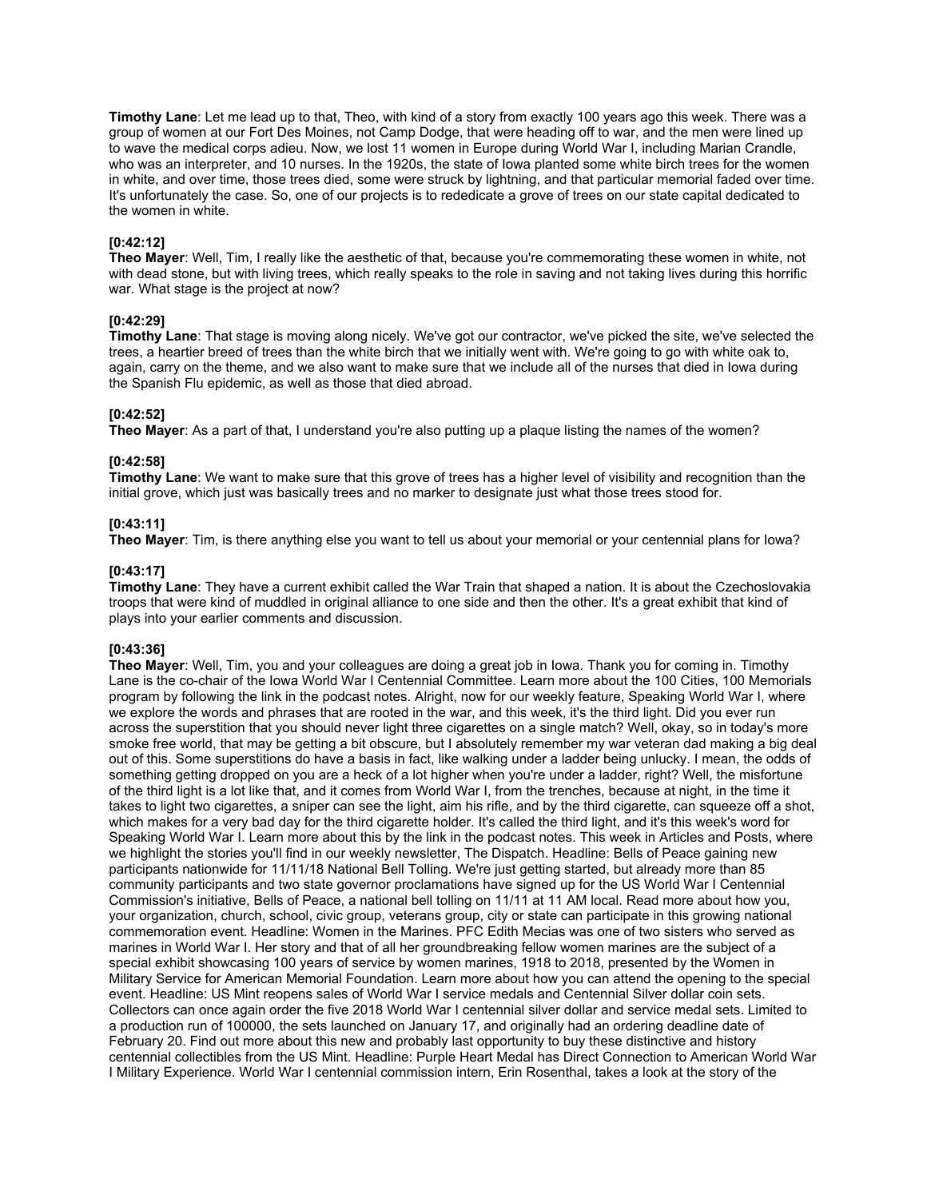**Timothy Lane**: Let me lead up to that, Theo, with kind of a story from exactly 100 years ago this week. There was a group of women at our Fort Des Moines, not Camp Dodge, that were heading off to war, and the men were lined up to wave the medical corps adieu. Now, we lost 11 women in Europe during World War I, including Marian Crandle, who was an interpreter, and 10 nurses. In the 1920s, the state of Iowa planted some white birch trees for the women in white, and over time, those trees died, some were struck by lightning, and that particular memorial faded over time. It's unfortunately the case. So, one of our projects is to rededicate a grove of trees on our state capital dedicated to the women in white.

**[0:42:12]**
**Theo Mayer**: Well, Tim, I really like the aesthetic of that, because you're commemorating these women in white, not with dead stone, but with living trees, which really speaks to the role in saving and not taking lives during this horrific war. What stage is the project at now?

**[0:42:29]**
**Timothy Lane**: That stage is moving along nicely. We've got our contractor, we've picked the site, we've selected the trees, a heartier breed of trees than the white birch that we initially went with. We're going to go with white oak to, again, carry on the theme, and we also want to make sure that we include all of the nurses that died in Iowa during the Spanish Flu epidemic, as well as those that died abroad.

**[0:42:52]**
**Theo Mayer**: As a part of that, I understand you're also putting up a plaque listing the names of the women?

**[0:42:58]**
**Timothy Lane**: We want to make sure that this grove of trees has a higher level of visibility and recognition than the initial grove, which just was basically trees and no marker to designate just what those trees stood for.

**[0:43:11]**
**Theo Mayer**: Tim, is there anything else you want to tell us about your memorial or your centennial plans for Iowa?

**[0:43:17]**
**Timothy Lane**: They have a current exhibit called the War Train that shaped a nation. It is about the Czechoslovakia troops that were kind of muddled in original alliance to one side and then the other. It's a great exhibit that kind of plays into your earlier comments and discussion.

**[0:43:36]**
**Theo Mayer**: Well, Tim, you and your colleagues are doing a great job in Iowa. Thank you for coming in. Timothy Lane is the co-chair of the Iowa World War I Centennial Committee. Learn more about the 100 Cities, 100 Memorials program by following the link in the podcast notes. Alright, now for our weekly feature, Speaking World War I, where we explore the words and phrases that are rooted in the war, and this week, it's the third light. Did you ever run across the superstition that you should never light three cigarettes on a single match? Well, okay, so in today's more smoke free world, that may be getting a bit obscure, but I absolutely remember my war veteran dad making a big deal out of this. Some superstitions do have a basis in fact, like walking under a ladder being unlucky. I mean, the odds of something getting dropped on you are a heck of a lot higher when you're under a ladder, right? Well, the misfortune of the third light is a lot like that, and it comes from World War I, from the trenches, because at night, in the time it takes to light two cigarettes, a sniper can see the light, aim his rifle, and by the third cigarette, can squeeze off a shot, which makes for a very bad day for the third cigarette holder. It's called the third light, and it's this week's word for Speaking World War I. Learn more about this by the link in the podcast notes. This week in Articles and Posts, where we highlight the stories you'll find in our weekly newsletter, The Dispatch. Headline: Bells of Peace gaining new participants nationwide for 11/11/18 National Bell Tolling. We're just getting started, but already more than 85 community participants and two state governor proclamations have signed up for the US World War I Centennial Commission's initiative, Bells of Peace, a national bell tolling on 11/11 at 11 AM local. Read more about how you, your organization, church, school, civic group, veterans group, city or state can participate in this growing national commemoration event. Headline: Women in the Marines. PFC Edith Mecias was one of two sisters who served as marines in World War I. Her story and that of all her groundbreaking fellow women marines are the subject of a special exhibit showcasing 100 years of service by women marines, 1918 to 2018, presented by the Women in Military Service for American Memorial Foundation. Learn more about how you can attend the opening to the special event. Headline: US Mint reopens sales of World War I service medals and Centennial Silver dollar coin sets. Collectors can once again order the five 2018 World War I centennial silver dollar and service medal sets. Limited to a production run of 100000, the sets launched on January 17, and originally had an ordering deadline date of February 20. Find out more about this new and probably last opportunity to buy these distinctive and history centennial collectibles from the US Mint. Headline: Purple Heart Medal has Direct Connection to American World War I Military Experience. World War I centennial commission intern, Erin Rosenthal, takes a look at the story of the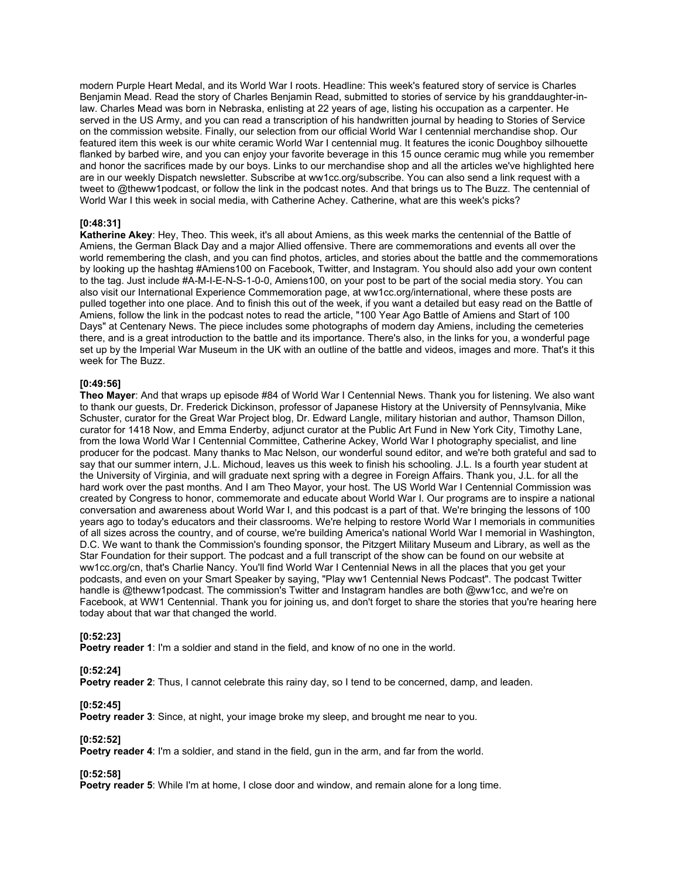modern Purple Heart Medal, and its World War I roots. Headline: This week's featured story of service is Charles Benjamin Mead. Read the story of Charles Benjamin Read, submitted to stories of service by his granddaughter-in-law. Charles Mead was born in Nebraska, enlisting at 22 years of age, listing his occupation as a carpenter. He served in the US Army, and you can read a transcription of his handwritten journal by heading to Stories of Service on the commission website. Finally, our selection from our official World War I centennial merchandise shop. Our featured item this week is our white ceramic World War I centennial mug. It features the iconic Doughboy silhouette flanked by barbed wire, and you can enjoy your favorite beverage in this 15 ounce ceramic mug while you remember and honor the sacrifices made by our boys. Links to our merchandise shop and all the articles we've highlighted here are in our weekly Dispatch newsletter. Subscribe at ww1cc.org/subscribe. You can also send a link request with a tweet to @theww1podcast, or follow the link in the podcast notes. And that brings us to The Buzz. The centennial of World War I this week in social media, with Catherine Achey. Catherine, what are this week's picks?

**[0:48:31]**
**Katherine Akey**: Hey, Theo. This week, it's all about Amiens, as this week marks the centennial of the Battle of Amiens, the German Black Day and a major Allied offensive. There are commemorations and events all over the world remembering the clash, and you can find photos, articles, and stories about the battle and the commemorations by looking up the hashtag #Amiens100 on Facebook, Twitter, and Instagram. You should also add your own content to the tag. Just include #A-M-I-E-N-S-1-0-0, Amiens100, on your post to be part of the social media story. You can also visit our International Experience Commemoration page, at ww1cc.org/international, where these posts are pulled together into one place. And to finish this out of the week, if you want a detailed but easy read on the Battle of Amiens, follow the link in the podcast notes to read the article, "100 Year Ago Battle of Amiens and Start of 100 Days" at Centenary News. The piece includes some photographs of modern day Amiens, including the cemeteries there, and is a great introduction to the battle and its importance. There's also, in the links for you, a wonderful page set up by the Imperial War Museum in the UK with an outline of the battle and videos, images and more. That's it this week for The Buzz.

**[0:49:56]**
**Theo Mayer**: And that wraps up episode #84 of World War I Centennial News. Thank you for listening. We also want to thank our guests, Dr. Frederick Dickinson, professor of Japanese History at the University of Pennsylvania, Mike Schuster, curator for the Great War Project blog, Dr. Edward Langle, military historian and author, Thamson Dillon, curator for 1418 Now, and Emma Enderby, adjunct curator at the Public Art Fund in New York City, Timothy Lane, from the Iowa World War I Centennial Committee, Catherine Ackey, World War I photography specialist, and line producer for the podcast. Many thanks to Mac Nelson, our wonderful sound editor, and we're both grateful and sad to say that our summer intern, J.L. Michoud, leaves us this week to finish his schooling. J.L. Is a fourth year student at the University of Virginia, and will graduate next spring with a degree in Foreign Affairs. Thank you, J.L. for all the hard work over the past months. And I am Theo Mayor, your host. The US World War I Centennial Commission was created by Congress to honor, commemorate and educate about World War I. Our programs are to inspire a national conversation and awareness about World War I, and this podcast is a part of that. We're bringing the lessons of 100 years ago to today's educators and their classrooms. We're helping to restore World War I memorials in communities of all sizes across the country, and of course, we're building America's national World War I memorial in Washington, D.C. We want to thank the Commission's founding sponsor, the Pitzgert Military Museum and Library, as well as the Star Foundation for their support. The podcast and a full transcript of the show can be found on our website at ww1cc.org/cn, that's Charlie Nancy. You'll find World War I Centennial News in all the places that you get your podcasts, and even on your Smart Speaker by saying, "Play ww1 Centennial News Podcast". The podcast Twitter handle is @theww1podcast. The commission's Twitter and Instagram handles are both @ww1cc, and we're on Facebook, at WW1 Centennial. Thank you for joining us, and don't forget to share the stories that you're hearing here today about that war that changed the world.

**[0:52:23]**
**Poetry reader 1**: I'm a soldier and stand in the field, and know of no one in the world.

**[0:52:24]**
**Poetry reader 2**: Thus, I cannot celebrate this rainy day, so I tend to be concerned, damp, and leaden.

**[0:52:45]**
**Poetry reader 3**: Since, at night, your image broke my sleep, and brought me near to you.

**[0:52:52]**
**Poetry reader 4**: I'm a soldier, and stand in the field, gun in the arm, and far from the world.

**[0:52:58]**
**Poetry reader 5**: While I'm at home, I close door and window, and remain alone for a long time.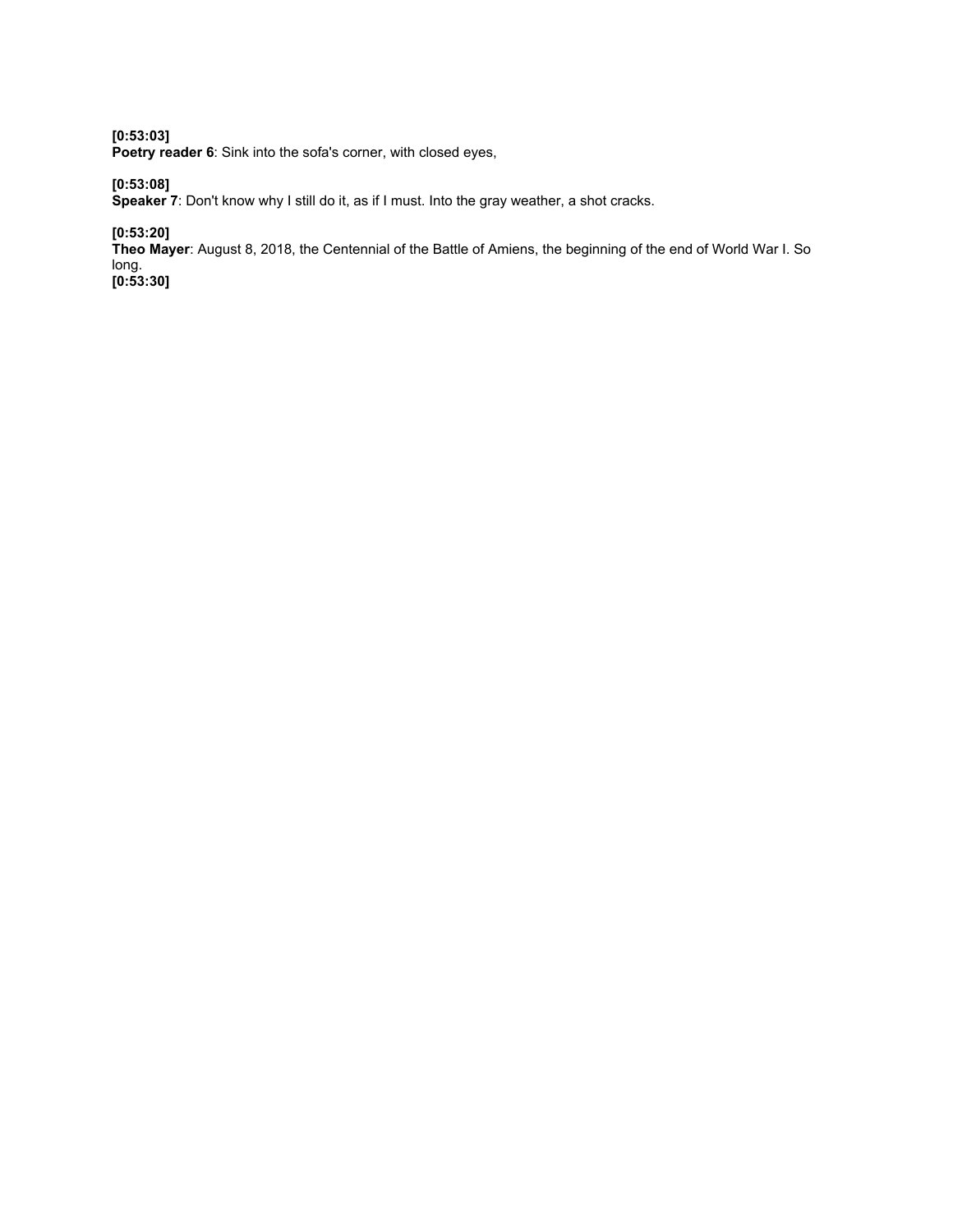**[0:53:03]**
**Poetry reader 6**: Sink into the sofa's corner, with closed eyes,

**[0:53:08]**
**Speaker 7**: Don't know why I still do it, as if I must. Into the gray weather, a shot cracks.

**[0:53:20]**
**Theo Mayer**: August 8, 2018, the Centennial of the Battle of Amiens, the beginning of the end of World War I. So long.
**[0:53:30]**